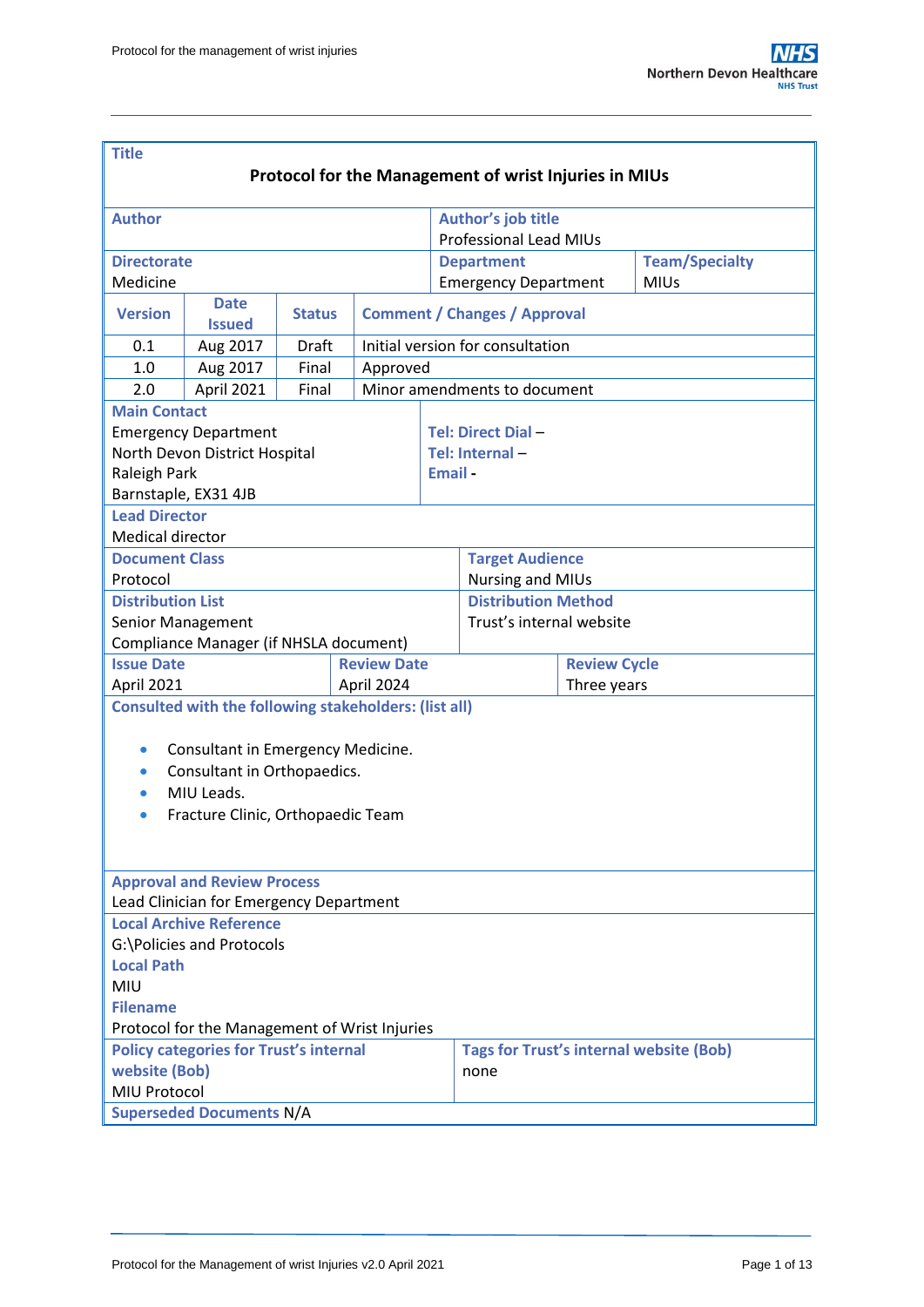**Title**

**Protocol for the Management of wrist Injuries in MIUs**

| **Author** | **Author's job title**<br>Professional Lead MIUs | |
|---|---|---|
| **Directorate**<br>Medicine | **Department**<br>Emergency Department | **Team/Specialty**<br>MIUs |

| **Version** | **Date Issued** | **Status** | **Comment / Changes / Approval** |
|---|---|---|---|
| 0.1 | Aug 2017 | Draft | Initial version for consultation |
| 1.0 | Aug 2017 | Final | Approved |
| 2.0 | April 2021 | Final | Minor amendments to document |

| **Main Contact** | |
|---|---|
| Emergency Department<br>North Devon District Hospital<br>Raleigh Park<br>Barnstaple, EX31 4JB | **Tel: Direct Dial** –<br>**Tel: Internal** –<br>**Email** - |

**Lead Director**
Medical director

| **Document Class** | **Target Audience** |
|---|---|
| Protocol | Nursing and MIUs |
| **Distribution List** | **Distribution Method** |
| Senior Management<br>Compliance Manager (if NHSLA document) | Trust's internal website |

| **Issue Date** | **Review Date** | **Review Cycle** |
|---|---|---|
| April 2021 | April 2024 | Three years |

**Consulted with the following stakeholders: (list all)**

- Consultant in Emergency Medicine.
- Consultant in Orthopaedics.
- MIU Leads.
- Fracture Clinic, Orthopaedic Team

**Approval and Review Process**
Lead Clinician for Emergency Department

**Local Archive Reference**
G:\Policies and Protocols

**Local Path**
MIU

**Filename**
Protocol for the Management of Wrist Injuries

| **Policy categories for Trust's internal website (Bob)** | **Tags for Trust's internal website (Bob)** |
|---|---|
| MIU Protocol | none |

**Superseded Documents** N/A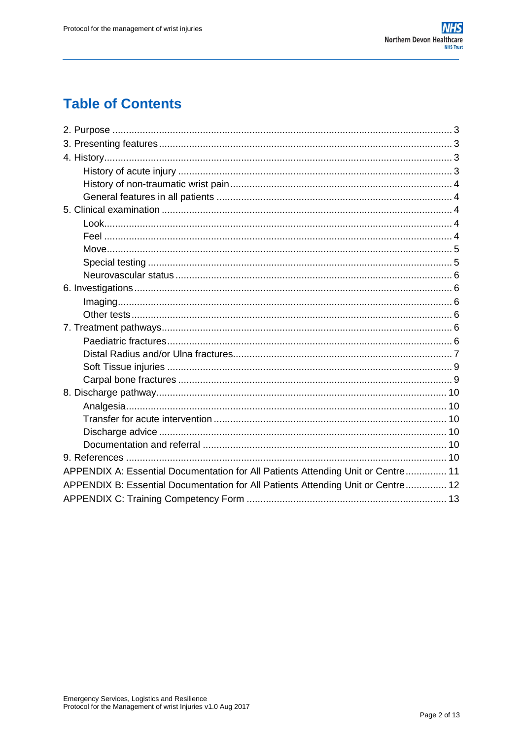# Table of Contents

- 2. Purpose ... 3
- 3. Presenting features ... 3
- 4. History ... 3
  - History of acute injury ... 3
  - History of non-traumatic wrist pain ... 4
  - General features in all patients ... 4
- 5. Clinical examination ... 4
  - Look ... 4
  - Feel ... 4
  - Move ... 5
  - Special testing ... 5
  - Neurovascular status ... 6
- 6. Investigations ... 6
  - Imaging ... 6
  - Other tests ... 6
- 7. Treatment pathways ... 6
  - Paediatric fractures ... 6
  - Distal Radius and/or Ulna fractures ... 7
  - Soft Tissue injuries ... 9
  - Carpal bone fractures ... 9
- 8. Discharge pathway ... 10
  - Analgesia ... 10
  - Transfer for acute intervention ... 10
  - Discharge advice ... 10
  - Documentation and referral ... 10
- 9. References ... 10
- APPENDIX A: Essential Documentation for All Patients Attending Unit or Centre ... 11
- APPENDIX B: Essential Documentation for All Patients Attending Unit or Centre ... 12
- APPENDIX C: Training Competency Form ... 13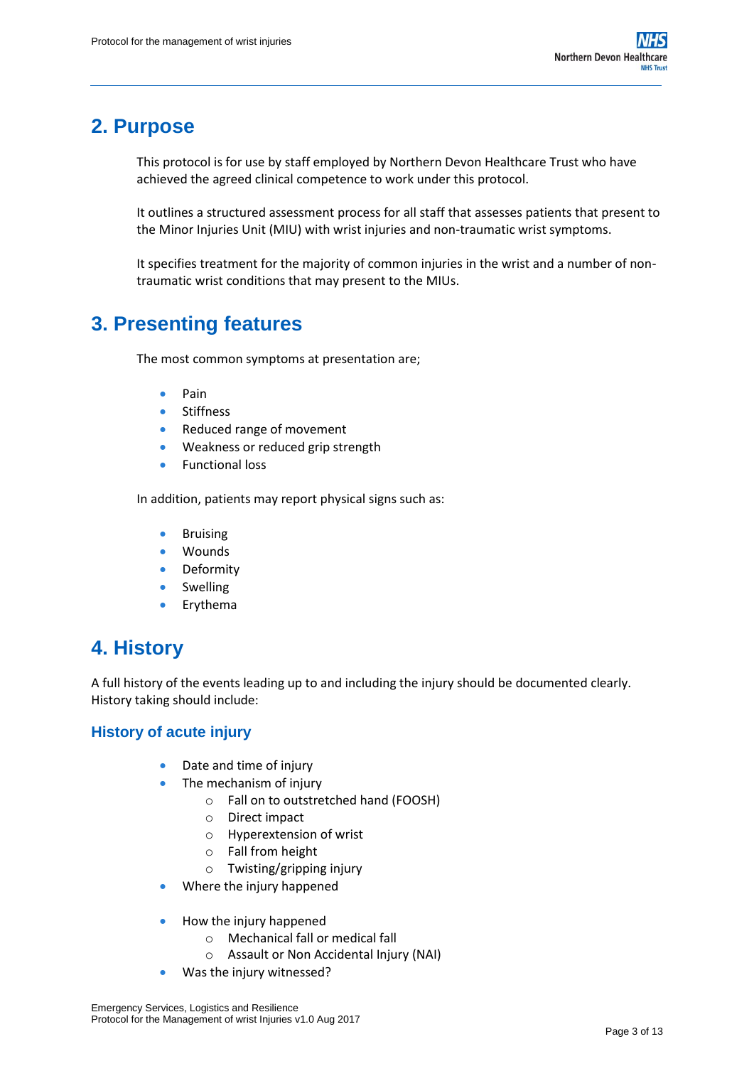## 2. Purpose

This protocol is for use by staff employed by Northern Devon Healthcare Trust who have achieved the agreed clinical competence to work under this protocol.

It outlines a structured assessment process for all staff that assesses patients that present to the Minor Injuries Unit (MIU) with wrist injuries and non-traumatic wrist symptoms.

It specifies treatment for the majority of common injuries in the wrist and a number of non-traumatic wrist conditions that may present to the MIUs.

## 3. Presenting features

The most common symptoms at presentation are;

- Pain
- Stiffness
- Reduced range of movement
- Weakness or reduced grip strength
- Functional loss

In addition, patients may report physical signs such as:

- Bruising
- Wounds
- Deformity
- Swelling
- Erythema

## 4. History

A full history of the events leading up to and including the injury should be documented clearly. History taking should include:

### History of acute injury

- Date and time of injury
- The mechanism of injury
  - Fall on to outstretched hand (FOOSH)
  - Direct impact
  - Hyperextension of wrist
  - Fall from height
  - Twisting/gripping injury
- Where the injury happened
- How the injury happened
  - Mechanical fall or medical fall
  - Assault or Non Accidental Injury (NAI)
- Was the injury witnessed?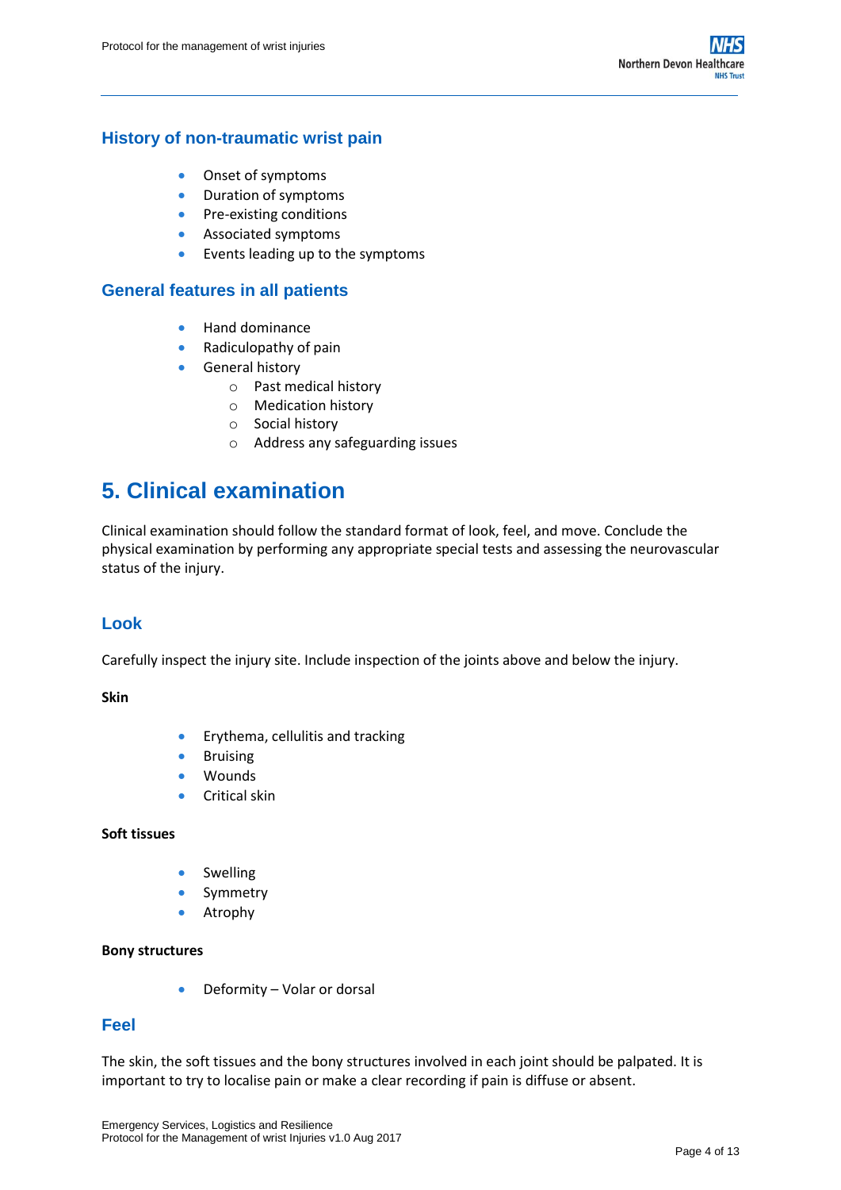## History of non-traumatic wrist pain

- Onset of symptoms
- Duration of symptoms
- Pre-existing conditions
- Associated symptoms
- Events leading up to the symptoms

## General features in all patients

- Hand dominance
- Radiculopathy of pain
- General history
  - Past medical history
  - Medication history
  - Social history
  - Address any safeguarding issues

# 5. Clinical examination

Clinical examination should follow the standard format of look, feel, and move. Conclude the physical examination by performing any appropriate special tests and assessing the neurovascular status of the injury.

## Look

Carefully inspect the injury site. Include inspection of the joints above and below the injury.

**Skin**

- Erythema, cellulitis and tracking
- Bruising
- Wounds
- Critical skin

**Soft tissues**

- Swelling
- Symmetry
- Atrophy

**Bony structures**

- Deformity – Volar or dorsal

## Feel

The skin, the soft tissues and the bony structures involved in each joint should be palpated. It is important to try to localise pain or make a clear recording if pain is diffuse or absent.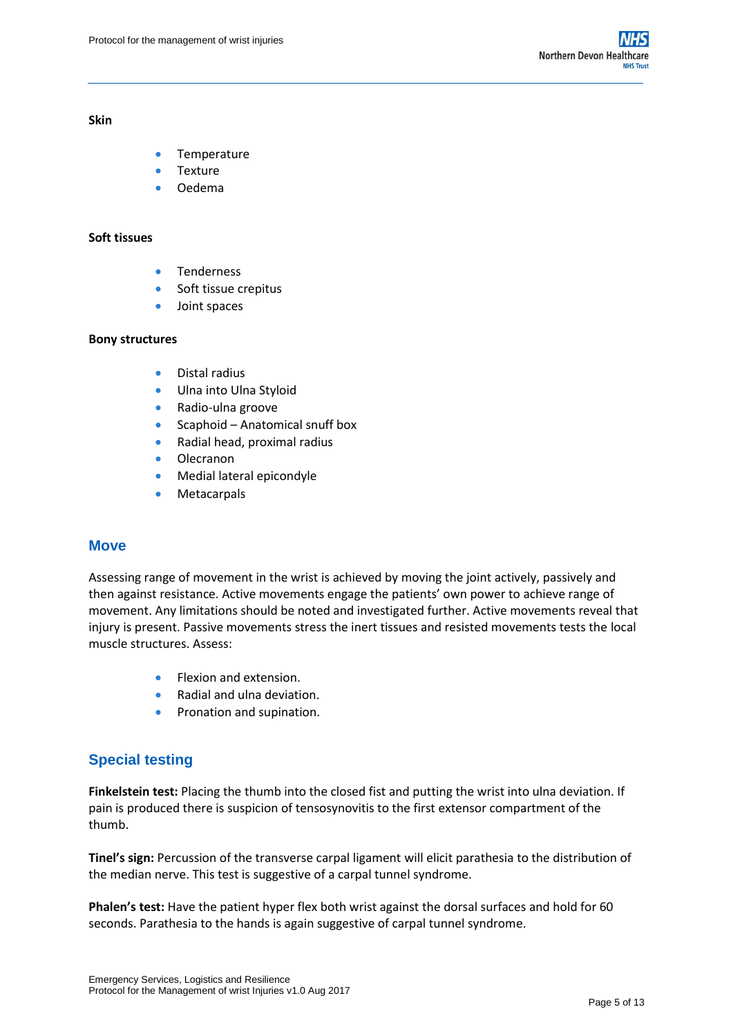**Skin**

- Temperature
- Texture
- Oedema

**Soft tissues**

- Tenderness
- Soft tissue crepitus
- Joint spaces

**Bony structures**

- Distal radius
- Ulna into Ulna Styloid
- Radio-ulna groove
- Scaphoid – Anatomical snuff box
- Radial head, proximal radius
- Olecranon
- Medial lateral epicondyle
- Metacarpals

## Move

Assessing range of movement in the wrist is achieved by moving the joint actively, passively and then against resistance. Active movements engage the patients' own power to achieve range of movement. Any limitations should be noted and investigated further. Active movements reveal that injury is present. Passive movements stress the inert tissues and resisted movements tests the local muscle structures. Assess:

- Flexion and extension.
- Radial and ulna deviation.
- Pronation and supination.

## Special testing

**Finkelstein test:** Placing the thumb into the closed fist and putting the wrist into ulna deviation. If pain is produced there is suspicion of tensosynovitis to the first extensor compartment of the thumb.

**Tinel's sign:** Percussion of the transverse carpal ligament will elicit parathesia to the distribution of the median nerve. This test is suggestive of a carpal tunnel syndrome.

**Phalen's test:** Have the patient hyper flex both wrist against the dorsal surfaces and hold for 60 seconds. Parathesia to the hands is again suggestive of carpal tunnel syndrome.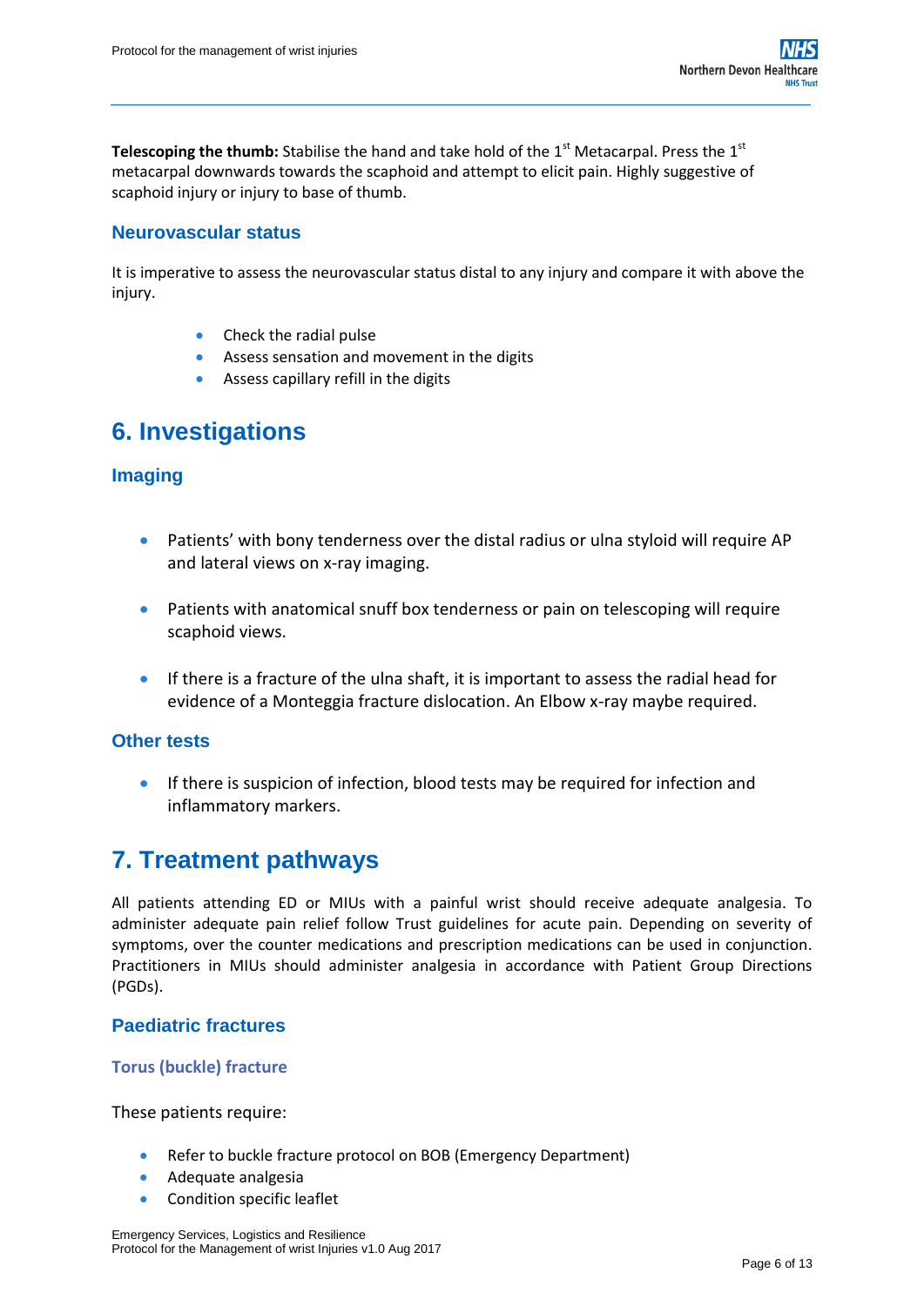**Telescoping the thumb:** Stabilise the hand and take hold of the 1st Metacarpal. Press the 1st metacarpal downwards towards the scaphoid and attempt to elicit pain. Highly suggestive of scaphoid injury or injury to base of thumb.

### Neurovascular status

It is imperative to assess the neurovascular status distal to any injury and compare it with above the injury.

- Check the radial pulse
- Assess sensation and movement in the digits
- Assess capillary refill in the digits

## 6. Investigations

### Imaging

- Patients' with bony tenderness over the distal radius or ulna styloid will require AP and lateral views on x-ray imaging.
- Patients with anatomical snuff box tenderness or pain on telescoping will require scaphoid views.
- If there is a fracture of the ulna shaft, it is important to assess the radial head for evidence of a Monteggia fracture dislocation. An Elbow x-ray maybe required.

### Other tests

- If there is suspicion of infection, blood tests may be required for infection and inflammatory markers.

## 7. Treatment pathways

All patients attending ED or MIUs with a painful wrist should receive adequate analgesia. To administer adequate pain relief follow Trust guidelines for acute pain. Depending on severity of symptoms, over the counter medications and prescription medications can be used in conjunction. Practitioners in MIUs should administer analgesia in accordance with Patient Group Directions (PGDs).

### Paediatric fractures

#### Torus (buckle) fracture

These patients require:

- Refer to buckle fracture protocol on BOB (Emergency Department)
- Adequate analgesia
- Condition specific leaflet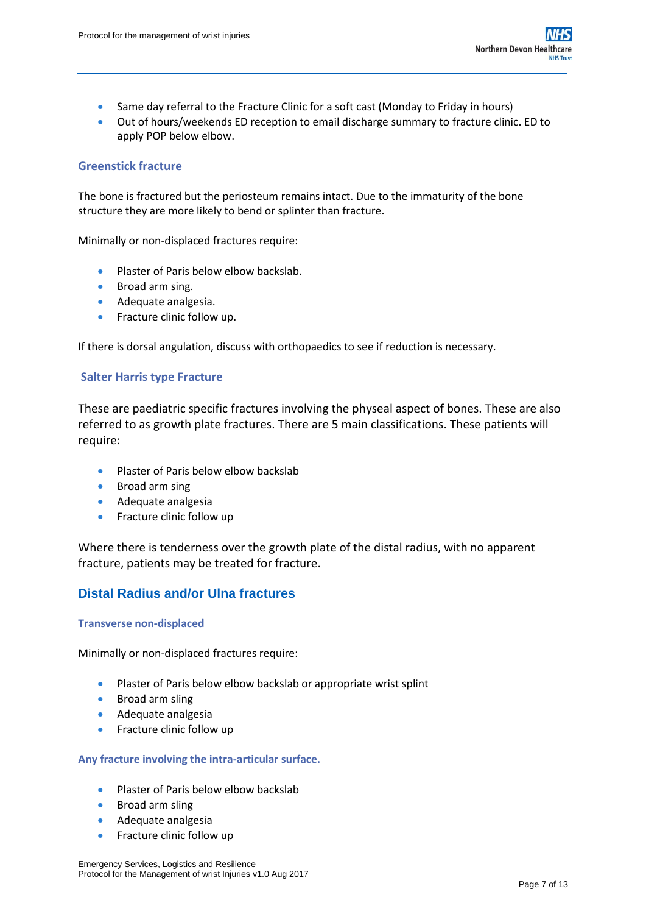- Same day referral to the Fracture Clinic for a soft cast (Monday to Friday in hours)
- Out of hours/weekends ED reception to email discharge summary to fracture clinic. ED to apply POP below elbow.

### Greenstick fracture

The bone is fractured but the periosteum remains intact. Due to the immaturity of the bone structure they are more likely to bend or splinter than fracture.

Minimally or non-displaced fractures require:

- Plaster of Paris below elbow backslab.
- Broad arm sing.
- Adequate analgesia.
- Fracture clinic follow up.

If there is dorsal angulation, discuss with orthopaedics to see if reduction is necessary.

### Salter Harris type Fracture

These are paediatric specific fractures involving the physeal aspect of bones. These are also referred to as growth plate fractures. There are 5 main classifications. These patients will require:

- Plaster of Paris below elbow backslab
- Broad arm sing
- Adequate analgesia
- Fracture clinic follow up

Where there is tenderness over the growth plate of the distal radius, with no apparent fracture, patients may be treated for fracture.

## Distal Radius and/or Ulna fractures

#### Transverse non-displaced

Minimally or non-displaced fractures require:

- Plaster of Paris below elbow backslab or appropriate wrist splint
- Broad arm sling
- Adequate analgesia
- Fracture clinic follow up

#### Any fracture involving the intra-articular surface.

- Plaster of Paris below elbow backslab
- Broad arm sling
- Adequate analgesia
- Fracture clinic follow up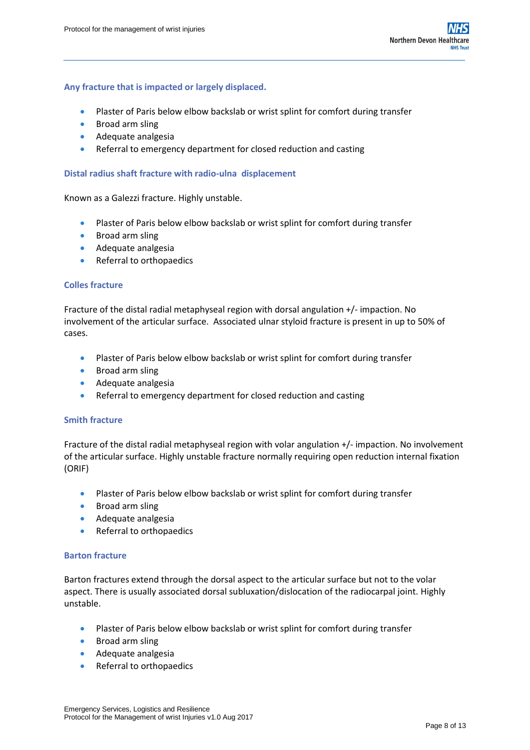### Any fracture that is impacted or largely displaced.

- Plaster of Paris below elbow backslab or wrist splint for comfort during transfer
- Broad arm sling
- Adequate analgesia
- Referral to emergency department for closed reduction and casting

#### Distal radius shaft fracture with radio-ulna displacement

Known as a Galezzi fracture. Highly unstable.

- Plaster of Paris below elbow backslab or wrist splint for comfort during transfer
- Broad arm sling
- Adequate analgesia
- Referral to orthopaedics

#### Colles fracture

Fracture of the distal radial metaphyseal region with dorsal angulation +/- impaction. No involvement of the articular surface. Associated ulnar styloid fracture is present in up to 50% of cases.

- Plaster of Paris below elbow backslab or wrist splint for comfort during transfer
- Broad arm sling
- Adequate analgesia
- Referral to emergency department for closed reduction and casting

#### Smith fracture

Fracture of the distal radial metaphyseal region with volar angulation +/- impaction. No involvement of the articular surface. Highly unstable fracture normally requiring open reduction internal fixation (ORIF)

- Plaster of Paris below elbow backslab or wrist splint for comfort during transfer
- Broad arm sling
- Adequate analgesia
- Referral to orthopaedics

#### Barton fracture

Barton fractures extend through the dorsal aspect to the articular surface but not to the volar aspect. There is usually associated dorsal subluxation/dislocation of the radiocarpal joint. Highly unstable.

- Plaster of Paris below elbow backslab or wrist splint for comfort during transfer
- Broad arm sling
- Adequate analgesia
- Referral to orthopaedics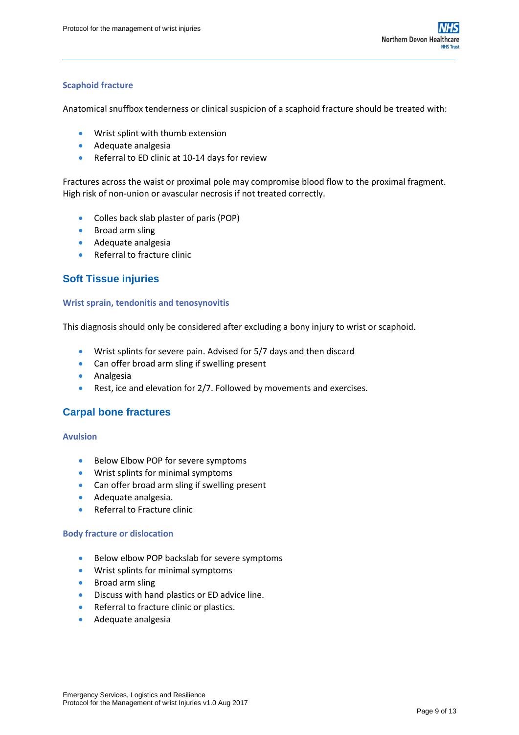### Scaphoid fracture

Anatomical snuffbox tenderness or clinical suspicion of a scaphoid fracture should be treated with:

- Wrist splint with thumb extension
- Adequate analgesia
- Referral to ED clinic at 10-14 days for review

Fractures across the waist or proximal pole may compromise blood flow to the proximal fragment. High risk of non-union or avascular necrosis if not treated correctly.

- Colles back slab plaster of paris (POP)
- Broad arm sling
- Adequate analgesia
- Referral to fracture clinic

## Soft Tissue injuries

### Wrist sprain, tendonitis and tenosynovitis

This diagnosis should only be considered after excluding a bony injury to wrist or scaphoid.

- Wrist splints for severe pain. Advised for 5/7 days and then discard
- Can offer broad arm sling if swelling present
- Analgesia
- Rest, ice and elevation for 2/7. Followed by movements and exercises.

## Carpal bone fractures

### Avulsion

- Below Elbow POP for severe symptoms
- Wrist splints for minimal symptoms
- Can offer broad arm sling if swelling present
- Adequate analgesia.
- Referral to Fracture clinic

### Body fracture or dislocation

- Below elbow POP backslab for severe symptoms
- Wrist splints for minimal symptoms
- Broad arm sling
- Discuss with hand plastics or ED advice line.
- Referral to fracture clinic or plastics.
- Adequate analgesia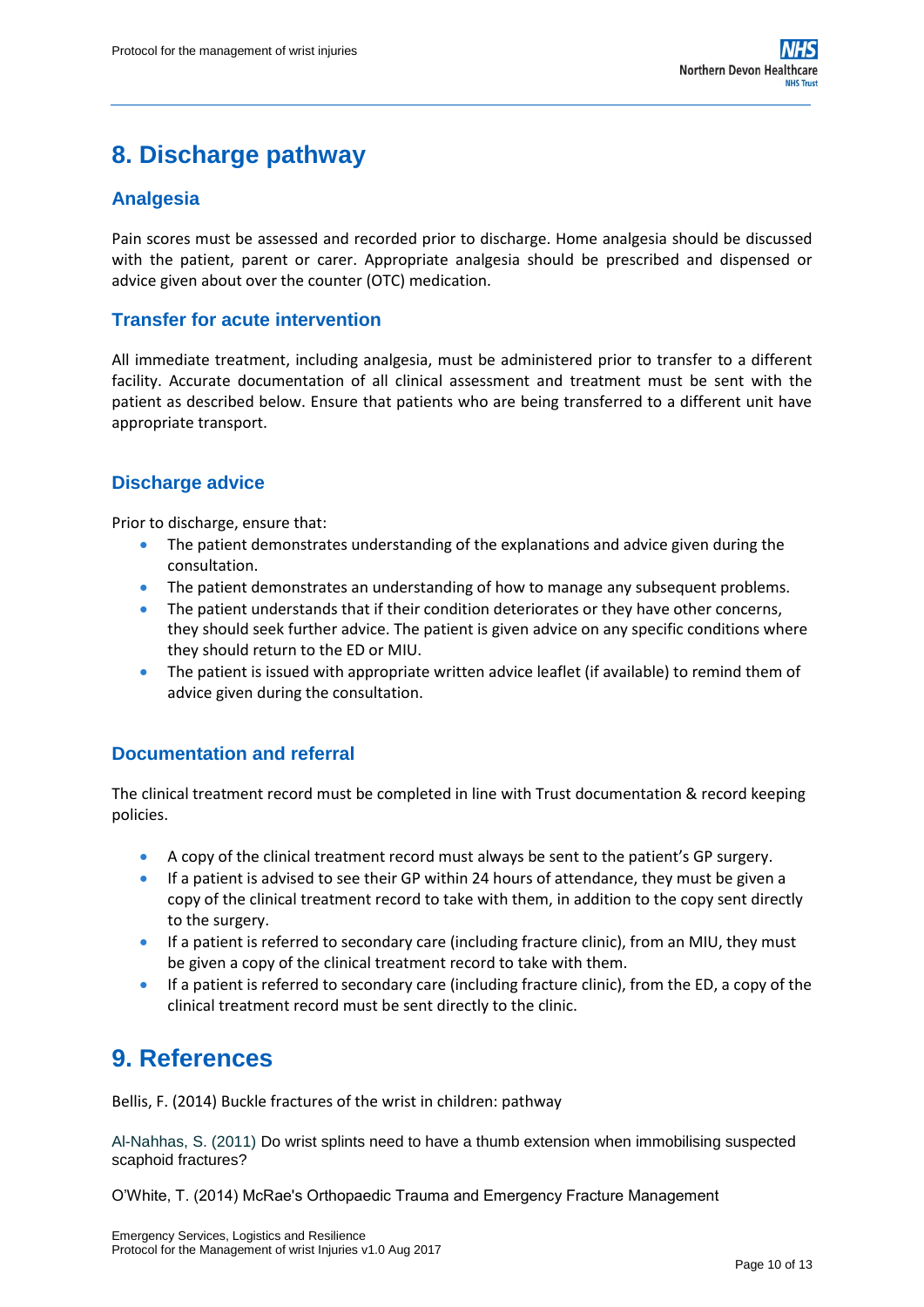# 8. Discharge pathway

## Analgesia

Pain scores must be assessed and recorded prior to discharge. Home analgesia should be discussed with the patient, parent or carer. Appropriate analgesia should be prescribed and dispensed or advice given about over the counter (OTC) medication.

## Transfer for acute intervention

All immediate treatment, including analgesia, must be administered prior to transfer to a different facility. Accurate documentation of all clinical assessment and treatment must be sent with the patient as described below. Ensure that patients who are being transferred to a different unit have appropriate transport.

## Discharge advice

Prior to discharge, ensure that:

- The patient demonstrates understanding of the explanations and advice given during the consultation.
- The patient demonstrates an understanding of how to manage any subsequent problems.
- The patient understands that if their condition deteriorates or they have other concerns, they should seek further advice. The patient is given advice on any specific conditions where they should return to the ED or MIU.
- The patient is issued with appropriate written advice leaflet (if available) to remind them of advice given during the consultation.

## Documentation and referral

The clinical treatment record must be completed in line with Trust documentation & record keeping policies.

- A copy of the clinical treatment record must always be sent to the patient's GP surgery.
- If a patient is advised to see their GP within 24 hours of attendance, they must be given a copy of the clinical treatment record to take with them, in addition to the copy sent directly to the surgery.
- If a patient is referred to secondary care (including fracture clinic), from an MIU, they must be given a copy of the clinical treatment record to take with them.
- If a patient is referred to secondary care (including fracture clinic), from the ED, a copy of the clinical treatment record must be sent directly to the clinic.

# 9. References

Bellis, F. (2014) Buckle fractures of the wrist in children: pathway

Al-Nahhas, S. (2011) Do wrist splints need to have a thumb extension when immobilising suspected scaphoid fractures?

O'White, T. (2014) McRae's Orthopaedic Trauma and Emergency Fracture Management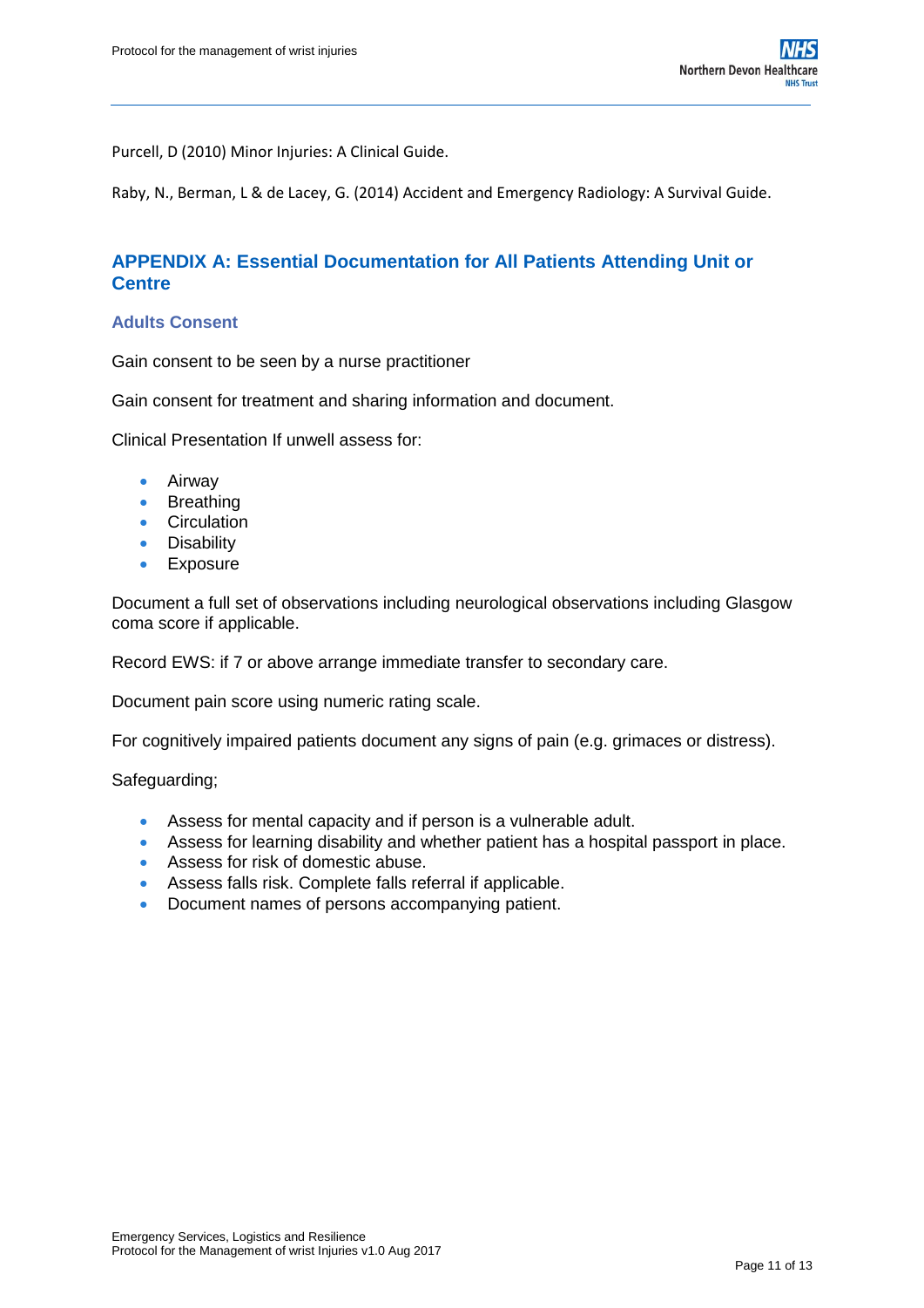Purcell, D (2010) Minor Injuries: A Clinical Guide.

Raby, N., Berman, L & de Lacey, G. (2014) Accident and Emergency Radiology: A Survival Guide.

## APPENDIX A: Essential Documentation for All Patients Attending Unit or Centre

### Adults Consent

Gain consent to be seen by a nurse practitioner

Gain consent for treatment and sharing information and document.

Clinical Presentation If unwell assess for:

- Airway
- Breathing
- Circulation
- Disability
- Exposure

Document a full set of observations including neurological observations including Glasgow coma score if applicable.

Record EWS: if 7 or above arrange immediate transfer to secondary care.

Document pain score using numeric rating scale.

For cognitively impaired patients document any signs of pain (e.g. grimaces or distress).

Safeguarding;

- Assess for mental capacity and if person is a vulnerable adult.
- Assess for learning disability and whether patient has a hospital passport in place.
- Assess for risk of domestic abuse.
- Assess falls risk. Complete falls referral if applicable.
- Document names of persons accompanying patient.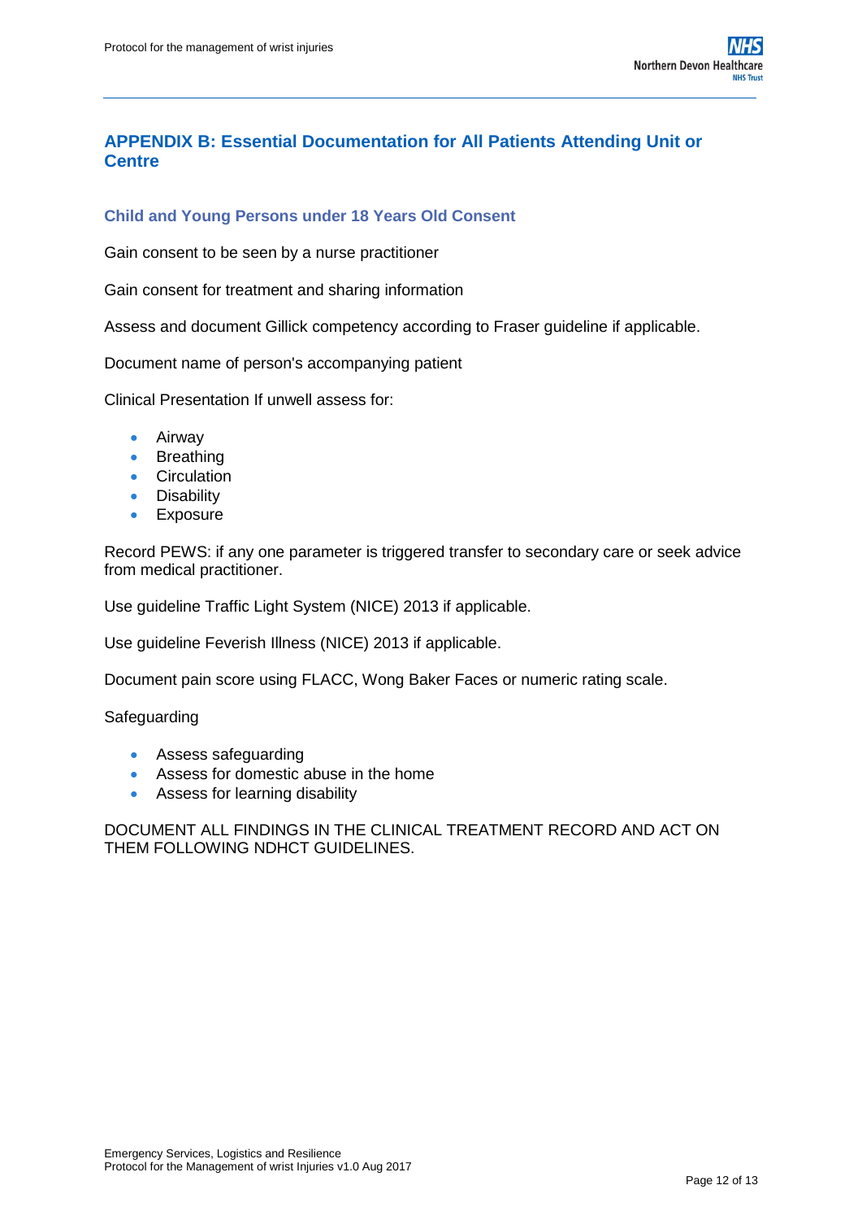## APPENDIX B: Essential Documentation for All Patients Attending Unit or Centre

### Child and Young Persons under 18 Years Old Consent

Gain consent to be seen by a nurse practitioner

Gain consent for treatment and sharing information

Assess and document Gillick competency according to Fraser guideline if applicable.

Document name of person's accompanying patient

Clinical Presentation If unwell assess for:

- Airway
- Breathing
- Circulation
- Disability
- Exposure

Record PEWS: if any one parameter is triggered transfer to secondary care or seek advice from medical practitioner.

Use guideline Traffic Light System (NICE) 2013 if applicable.

Use guideline Feverish Illness (NICE) 2013 if applicable.

Document pain score using FLACC, Wong Baker Faces or numeric rating scale.

Safeguarding

- Assess safeguarding
- Assess for domestic abuse in the home
- Assess for learning disability

DOCUMENT ALL FINDINGS IN THE CLINICAL TREATMENT RECORD AND ACT ON THEM FOLLOWING NDHCT GUIDELINES.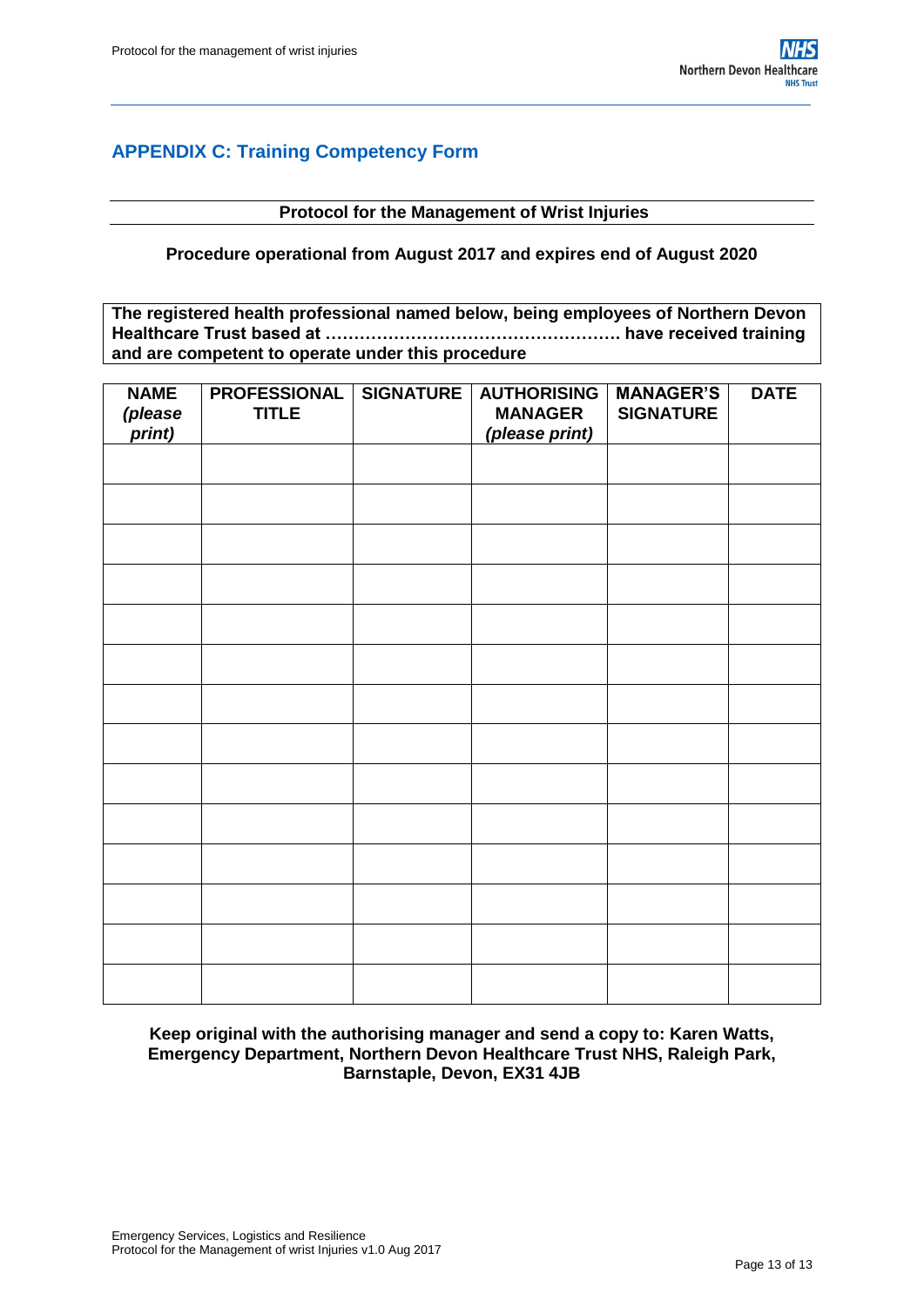## APPENDIX C: Training Competency Form

**Protocol for the Management of Wrist Injuries**

**Procedure operational from August 2017 and expires end of August 2020**

**The registered health professional named below, being employees of Northern Devon Healthcare Trust based at ……………………………………………. have received training and are competent to operate under this procedure**

| NAME *(please print)* | PROFESSIONAL TITLE | SIGNATURE | AUTHORISING MANAGER *(please print)* | MANAGER'S SIGNATURE | DATE |
|---|---|---|---|---|---|
| | | | | | |
| | | | | | |
| | | | | | |
| | | | | | |
| | | | | | |
| | | | | | |
| | | | | | |
| | | | | | |
| | | | | | |
| | | | | | |
| | | | | | |
| | | | | | |
| | | | | | |
| | | | | | |

**Keep original with the authorising manager and send a copy to: Karen Watts, Emergency Department, Northern Devon Healthcare Trust NHS, Raleigh Park, Barnstaple, Devon, EX31 4JB**